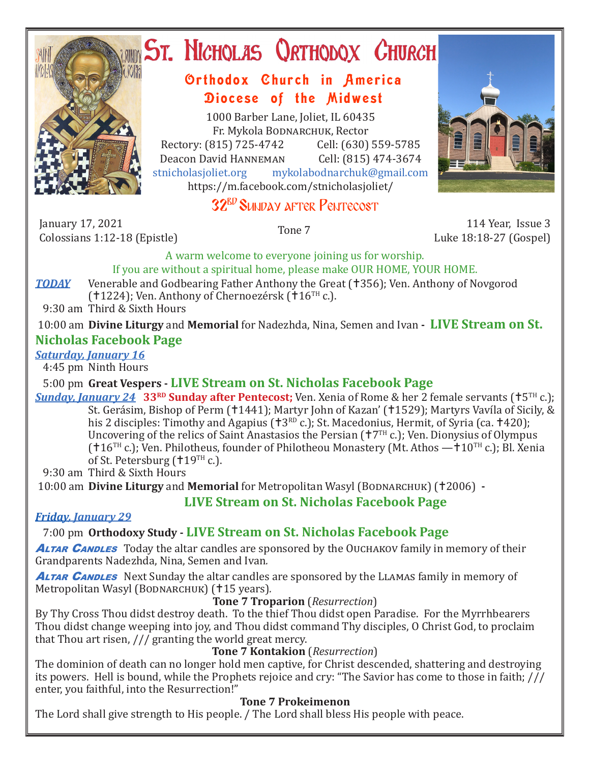# St. Nicholas Orthodox Church

## Orthodox Church in America
## Diocese of the Midwest

1000 Barber Lane, Joliet, IL 60435
Fr. Mykola Bodnarchuk, Rector
Rectory: (815) 725-4742 Cell: (630) 559-5785
Deacon David Hanneman Cell: (815) 474-3674
stnicholasjoliet.org mykolabodnarchuk@gmail.com
https://m.facebook.com/stnicholasjoliet/

## 32RD Sunday after Pentecost

January 17, 2021
Colossians 1:12-18 (Epistle)

Tone 7

114 Year, Issue 3
Luke 18:18-27 (Gospel)

A warm welcome to everyone joining us for worship.
If you are without a spiritual home, please make OUR HOME, YOUR HOME.

***TODAY*** Venerable and Godbearing Father Anthony the Great (✝356); Ven. Anthony of Novgorod (✝1224); Ven. Anthony of Chernoezérsk (✝16TH c.).

9:30 am Third & Sixth Hours

10:00 am **Divine Liturgy** and **Memorial** for Nadezhda, Nina, Semen and Ivan - **LIVE Stream on St. Nicholas Facebook Page**

***Saturday, January 16***

4:45 pm Ninth Hours

5:00 pm **Great Vespers - LIVE Stream on St. Nicholas Facebook Page**

***Sunday, January 24*** **33RD Sunday after Pentecost;** Ven. Xenia of Rome & her 2 female servants (✝5TH c.); St. Gerásim, Bishop of Perm (✝1441); Martyr John of Kazan' (✝1529); Martyrs Vavíla of Sicily, & his 2 disciples: Timothy and Agapius (✝3RD c.); St. Macedonius, Hermit, of Syria (ca. ✝420); Uncovering of the relics of Saint Anastasios the Persian (✝7TH c.); Ven. Dionysius of Olympus (✝16TH c.); Ven. Philotheus, founder of Philotheou Monastery (Mt. Athos —✝10TH c.); Bl. Xenia of St. Petersburg (✝19TH c.).

9:30 am Third & Sixth Hours

10:00 am **Divine Liturgy** and **Memorial** for Metropolitan Wasyl (Bodnarchuk) (✝2006) - **LIVE Stream on St. Nicholas Facebook Page**

***Friday, January 29***

7:00 pm **Orthodoxy Study - LIVE Stream on St. Nicholas Facebook Page**

***Altar Candles*** Today the altar candles are sponsored by the Ouchakov family in memory of their Grandparents Nadezhda, Nina, Semen and Ivan.

***Altar Candles*** Next Sunday the altar candles are sponsored by the Llamas family in memory of Metropolitan Wasyl (Bodnarchuk) (✝15 years).

**Tone 7 Troparion** (*Resurrection*)

By Thy Cross Thou didst destroy death. To the thief Thou didst open Paradise. For the Myrrhbearers Thou didst change weeping into joy, and Thou didst command Thy disciples, O Christ God, to proclaim that Thou art risen, /// granting the world great mercy.

**Tone 7 Kontakion** (*Resurrection*)

The dominion of death can no longer hold men captive, for Christ descended, shattering and destroying its powers. Hell is bound, while the Prophets rejoice and cry: "The Savior has come to those in faith; /// enter, you faithful, into the Resurrection!"

**Tone 7 Prokeimenon**

The Lord shall give strength to His people. / The Lord shall bless His people with peace.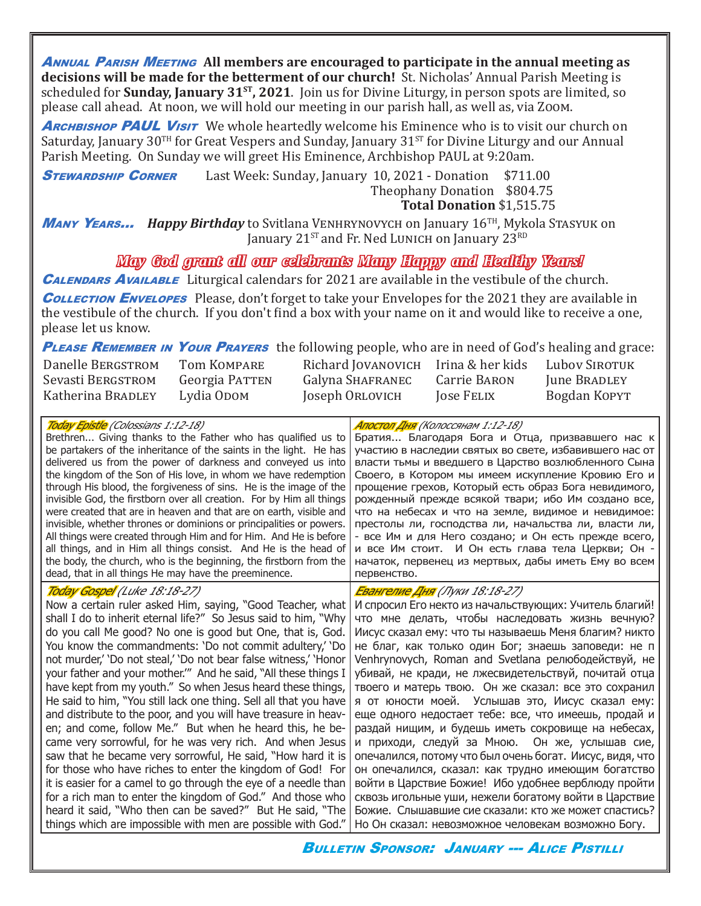**Annual Parish Meeting** **All members are encouraged to participate in the annual meeting as decisions will be made for the betterment of our church!** St. Nicholas' Annual Parish Meeting is scheduled for **Sunday, January 31ST, 2021**. Join us for Divine Liturgy, in person spots are limited, so please call ahead. At noon, we will hold our meeting in our parish hall, as well as, via Zoom.

**Archbishop PAUL Visit** We whole heartedly welcome his Eminence who is to visit our church on Saturday, January 30TH for Great Vespers and Sunday, January 31ST for Divine Liturgy and our Annual Parish Meeting. On Sunday we will greet His Eminence, Archbishop PAUL at 9:20am.

**Stewardship Corner** Last Week: Sunday, January 10, 2021 - Donation $711.00
Theophany Donation $804.75
**Total Donation** $1,515.75

**Many Years...** ***Happy Birthday*** to Svitlana Venhrynovych on January 16TH, Mykola Stasyuk on January 21ST and Fr. Ned Lunich on January 23RD

***May God grant all our celebrants Many Happy and Healthy Years!***

**Calendars Available** Liturgical calendars for 2021 are available in the vestibule of the church.

**Collection Envelopes** Please, don't forget to take your Envelopes for the 2021 they are available in the vestibule of the church. If you don't find a box with your name on it and would like to receive a one, please let us know.

**Please Remember in Your Prayers** the following people, who are in need of God's healing and grace:

| | | | | |
|---|---|---|---|---|
| Danelle Bergstrom | Tom Kompare | Richard Jovanovich | Irina & her kids | Lubov Sirotuk |
| Sevasti Bergstrom | Georgia Patten | Galyna Shafranec | Carrie Baron | June Bradley |
| Katherina Bradley | Lydia Odom | Joseph Orlovich | Jose Felix | Bogdan Kopyt |

*Today Epistle (Colossians 1:12-18)*

Brethren... Giving thanks to the Father who has qualified us to be partakers of the inheritance of the saints in the light. He has delivered us from the power of darkness and conveyed us into the kingdom of the Son of His love, in whom we have redemption through His blood, the forgiveness of sins. He is the image of the invisible God, the firstborn over all creation. For by Him all things were created that are in heaven and that are on earth, visible and invisible, whether thrones or dominions or principalities or powers. All things were created through Him and for Him. And He is before all things, and in Him all things consist. And He is the head of the body, the church, who is the beginning, the firstborn from the dead, that in all things He may have the preeminence.

*Апостол Дня (Колоссянам 1:12-18)*

Братия... Благодаря Бога и Отца, призвавшего нас к участию в наследии святых во свете, избавившего нас от власти тьмы и введшего в Царство возлюбленного Сына Своего, в Котором мы имеем искупление Кровию Его и прощение грехов, Который есть образ Бога невидимого, рожденный прежде всякой твари; ибо Им создано все, что на небесах и что на земле, видимое и невидимое: престолы ли, господства ли, начальства ли, власти ли, - все Им и для Него создано; и Он есть прежде всего, и все Им стоит. И Он есть глава тела Церкви; Он - начаток, первенец из мертвых, дабы иметь Ему во всем первенство.

*Today Gospel (Luke 18:18-27)*

Now a certain ruler asked Him, saying, "Good Teacher, what shall I do to inherit eternal life?" So Jesus said to him, "Why do you call Me good? No one is good but One, that is, God. You know the commandments: 'Do not commit adultery,' 'Do not murder,' 'Do not steal,' 'Do not bear false witness,' 'Honor your father and your mother.'" And he said, "All these things I have kept from my youth." So when Jesus heard these things, He said to him, "You still lack one thing. Sell all that you have and distribute to the poor, and you will have treasure in heaven; and come, follow Me." But when he heard this, he became very sorrowful, for he was very rich. And when Jesus saw that he became very sorrowful, He said, "How hard it is for those who have riches to enter the kingdom of God! For it is easier for a camel to go through the eye of a needle than for a rich man to enter the kingdom of God." And those who heard it said, "Who then can be saved?" But He said, "The things which are impossible with men are possible with God."

*Евангелие Дня (Луки 18:18-27)*

И спросил Его некто из начальствующих: Учитель благий! что мне делать, чтобы наследовать жизнь вечную? Иисус сказал ему: что ты называешь Меня благим? никто не благ, как только один Бог; знаешь заповеди: не п Venhrynovych, Roman and Svetlana релюбодействуй, не убивай, не кради, не лжесвидетельствуй, почитай отца твоего и матерь твою. Он же сказал: все это сохранил я от юности моей. Услышав это, Иисус сказал ему: еще одного недостает тебе: все, что имеешь, продай и раздай нищим, и будешь иметь сокровище на небесах, и приходи, следуй за Мною. Он же, услышав сие, опечалился, потому что был очень богат. Иисус, видя, что он опечалился, сказал: как трудно имеющим богатство войти в Царствие Божие! Ибо удобнее верблюду пройти сквозь игольные уши, нежели богатому войти в Царствие Божие. Слышавшие сие сказали: кто же может спастись? Но Он сказал: невозможное человекам возможно Богу.

**Bulletin Sponsor: January --- Alice Pistilli**